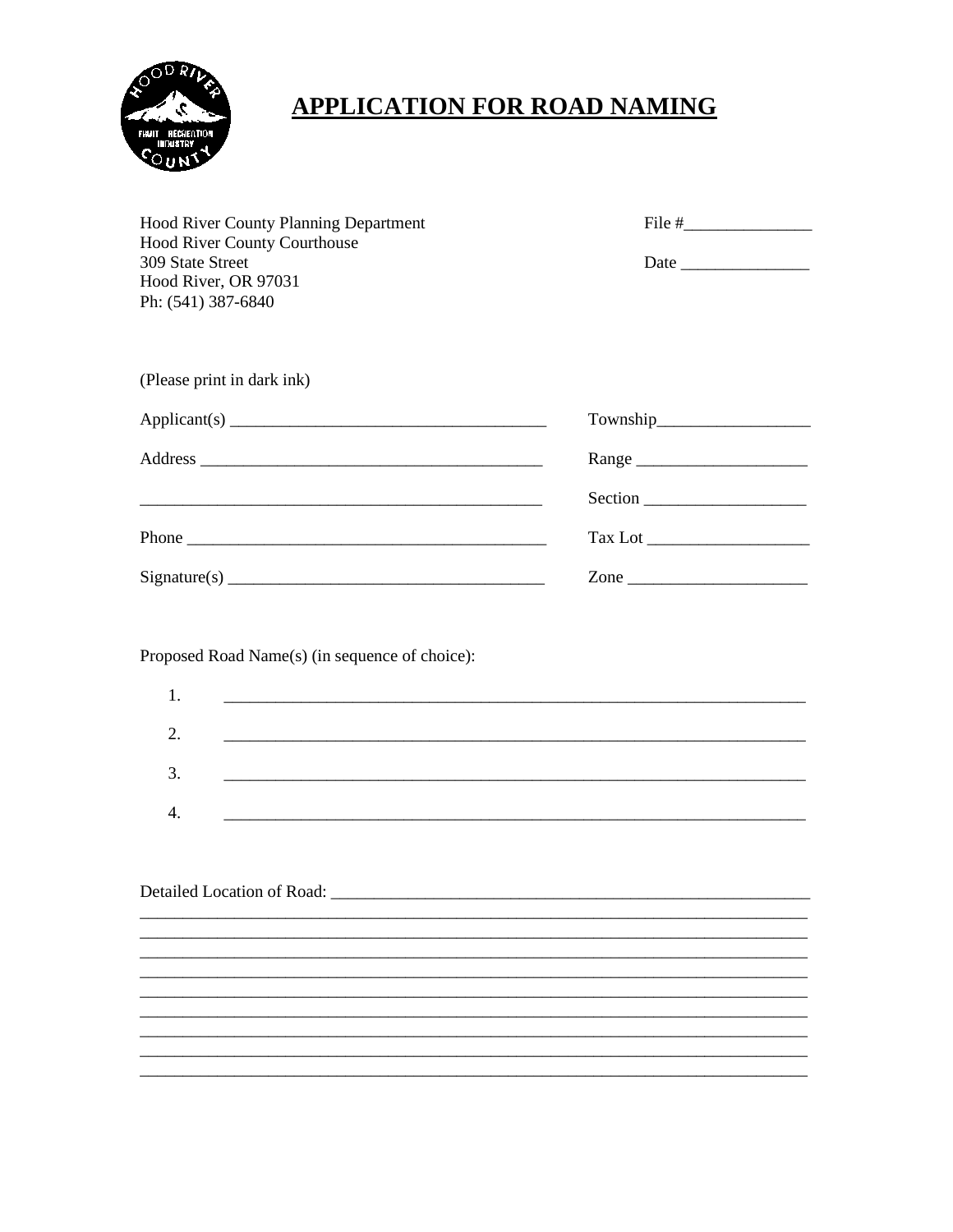# APPLICATION FOR ROAD NAMING

Hood River County Planning Department
Hood River County Courthouse
309 State Street
Hood River, OR 97031
Ph: (541) 387-6840

File #_______________

Date _______________

(Please print in dark ink)

Applicant(s) _____________________________________

Address _________________________________________

_______________________________________________

Phone __________________________________________

Signature(s) ____________________________________

Township__________________

Range ____________________

Section ___________________

Tax Lot ___________________

Zone _____________________

Proposed Road Name(s) (in sequence of choice):

1. _______________________________________________________________________

2. _______________________________________________________________________

3. _______________________________________________________________________

4. _______________________________________________________________________

Detailed Location of Road: ___________________________________________________

_____________________________________________________________________________

_____________________________________________________________________________

_____________________________________________________________________________

_____________________________________________________________________________

_____________________________________________________________________________

_____________________________________________________________________________

_____________________________________________________________________________

_____________________________________________________________________________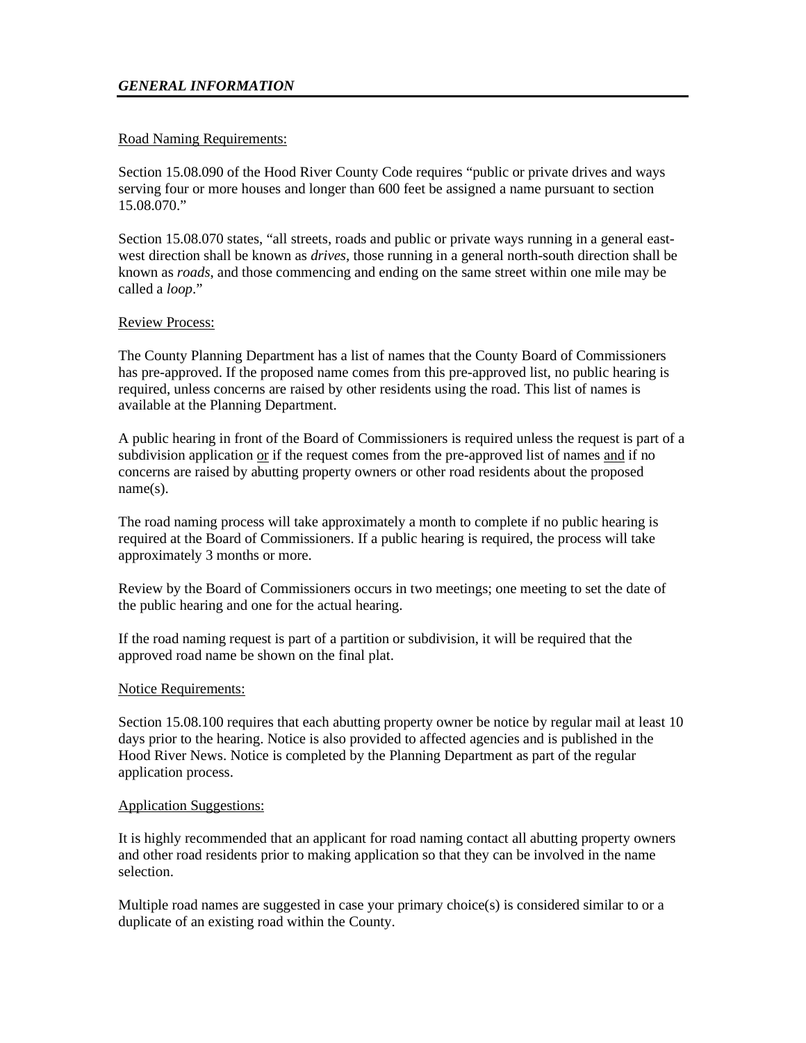## *GENERAL INFORMATION*

Road Naming Requirements:

Section 15.08.090 of the Hood River County Code requires "public or private drives and ways serving four or more houses and longer than 600 feet be assigned a name pursuant to section 15.08.070."

Section 15.08.070 states, "all streets, roads and public or private ways running in a general east-west direction shall be known as *drives*, those running in a general north-south direction shall be known as *roads*, and those commencing and ending on the same street within one mile may be called a *loop*."

Review Process:

The County Planning Department has a list of names that the County Board of Commissioners has pre-approved. If the proposed name comes from this pre-approved list, no public hearing is required, unless concerns are raised by other residents using the road. This list of names is available at the Planning Department.

A public hearing in front of the Board of Commissioners is required unless the request is part of a subdivision application or if the request comes from the pre-approved list of names and if no concerns are raised by abutting property owners or other road residents about the proposed name(s).

The road naming process will take approximately a month to complete if no public hearing is required at the Board of Commissioners. If a public hearing is required, the process will take approximately 3 months or more.

Review by the Board of Commissioners occurs in two meetings; one meeting to set the date of the public hearing and one for the actual hearing.

If the road naming request is part of a partition or subdivision, it will be required that the approved road name be shown on the final plat.

Notice Requirements:

Section 15.08.100 requires that each abutting property owner be notice by regular mail at least 10 days prior to the hearing. Notice is also provided to affected agencies and is published in the Hood River News. Notice is completed by the Planning Department as part of the regular application process.

Application Suggestions:

It is highly recommended that an applicant for road naming contact all abutting property owners and other road residents prior to making application so that they can be involved in the name selection.

Multiple road names are suggested in case your primary choice(s) is considered similar to or a duplicate of an existing road within the County.